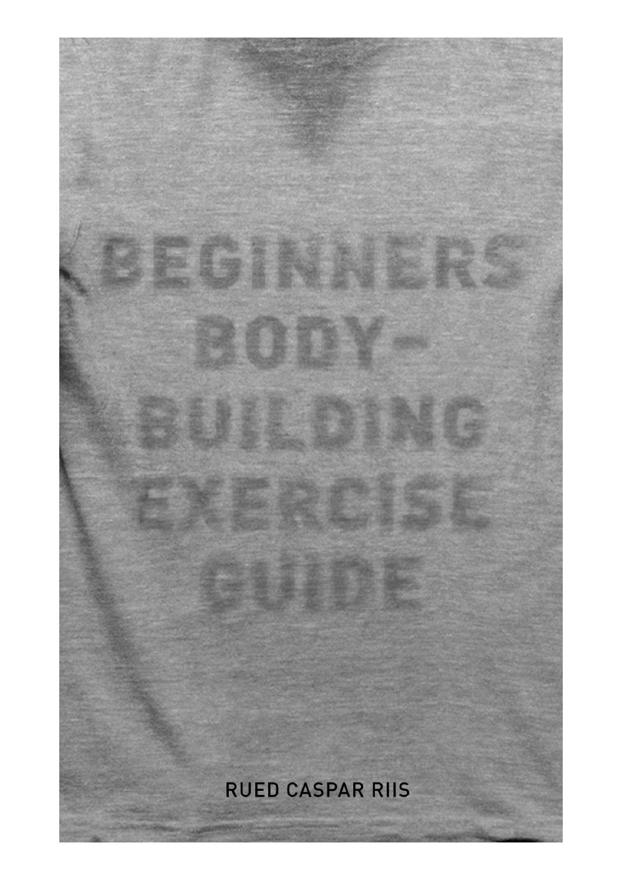# BEGINNERS BODY-BUILDING EXERCISE GUIDE

RUED CASPAR RIIS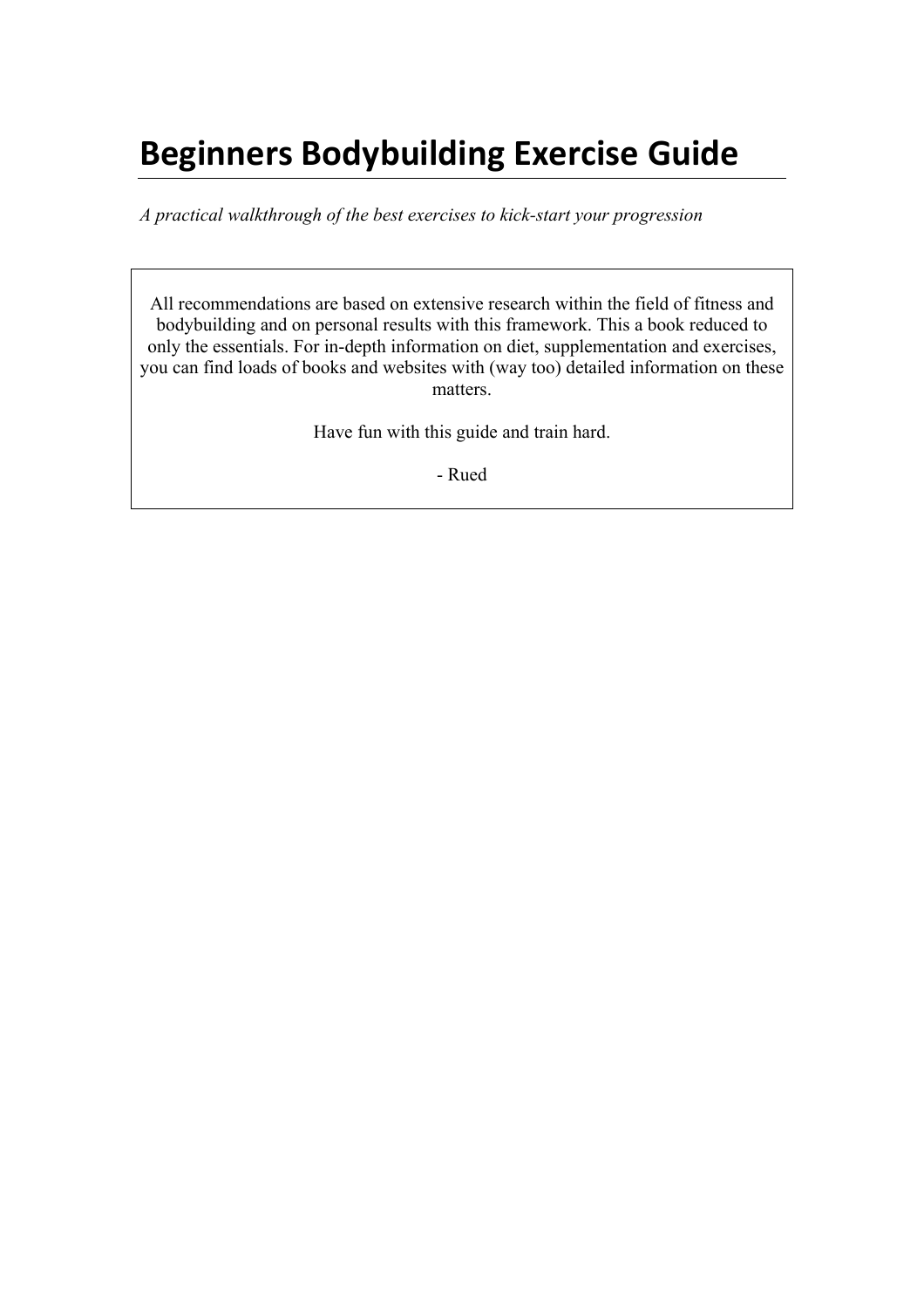# Beginners Bodybuilding Exercise Guide

*A practical walkthrough of the best exercises to kick-start your progression*

All recommendations are based on extensive research within the field of fitness and bodybuilding and on personal results with this framework. This a book reduced to only the essentials. For in-depth information on diet, supplementation and exercises, you can find loads of books and websites with (way too) detailed information on these matters.

Have fun with this guide and train hard.

- Rued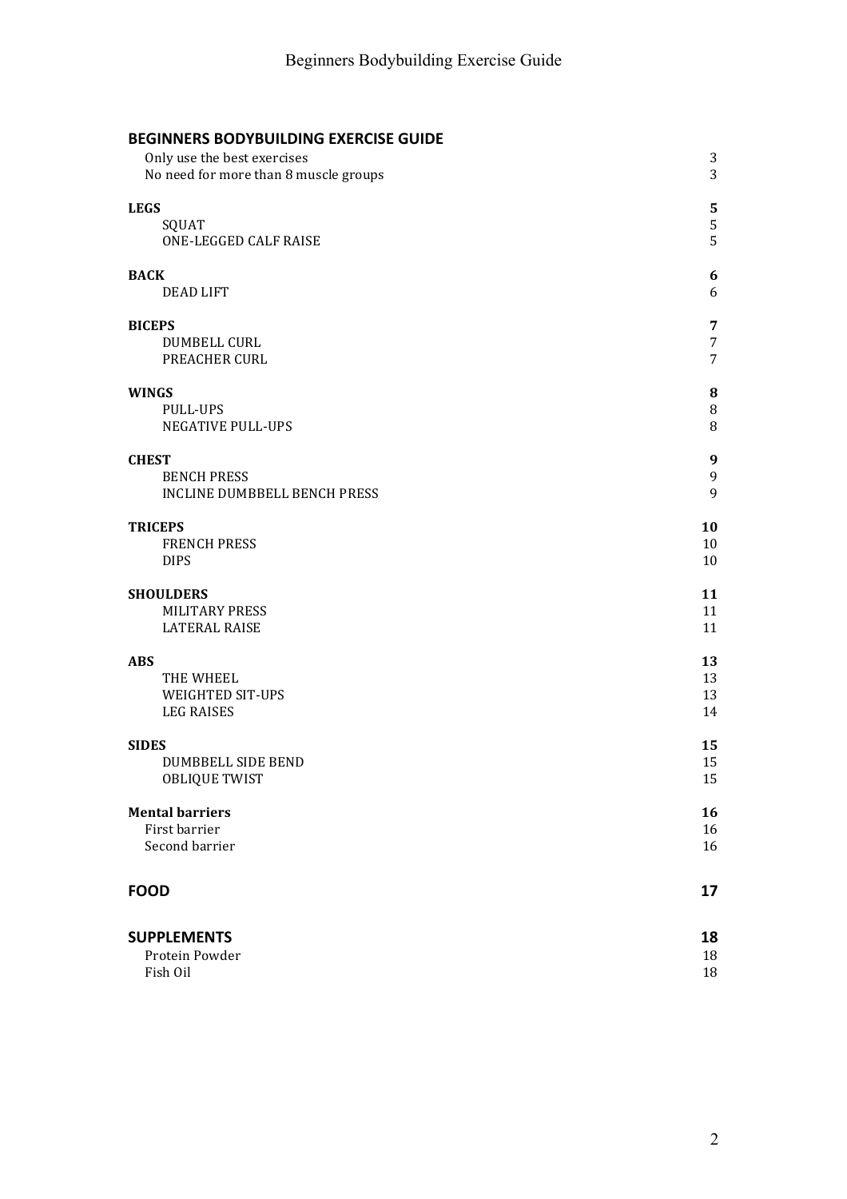| **BEGINNERS BODYBUILDING EXERCISE GUIDE** | |
|---|---|
| Only use the best exercises | 3 |
| No need for more than 8 muscle groups | 3 |
| **LEGS** | **5** |
| SQUAT | 5 |
| ONE-LEGGED CALF RAISE | 5 |
| **BACK** | **6** |
| DEAD LIFT | 6 |
| **BICEPS** | **7** |
| DUMBELL CURL | 7 |
| PREACHER CURL | 7 |
| **WINGS** | **8** |
| PULL-UPS | 8 |
| NEGATIVE PULL-UPS | 8 |
| **CHEST** | **9** |
| BENCH PRESS | 9 |
| INCLINE DUMBBELL BENCH PRESS | 9 |
| **TRICEPS** | **10** |
| FRENCH PRESS | 10 |
| DIPS | 10 |
| **SHOULDERS** | **11** |
| MILITARY PRESS | 11 |
| LATERAL RAISE | 11 |
| **ABS** | **13** |
| THE WHEEL | 13 |
| WEIGHTED SIT-UPS | 13 |
| LEG RAISES | 14 |
| **SIDES** | **15** |
| DUMBBELL SIDE BEND | 15 |
| OBLIQUE TWIST | 15 |
| **Mental barriers** | **16** |
| First barrier | 16 |
| Second barrier | 16 |
| **FOOD** | **17** |
| **SUPPLEMENTS** | **18** |
| Protein Powder | 18 |
| Fish Oil | 18 |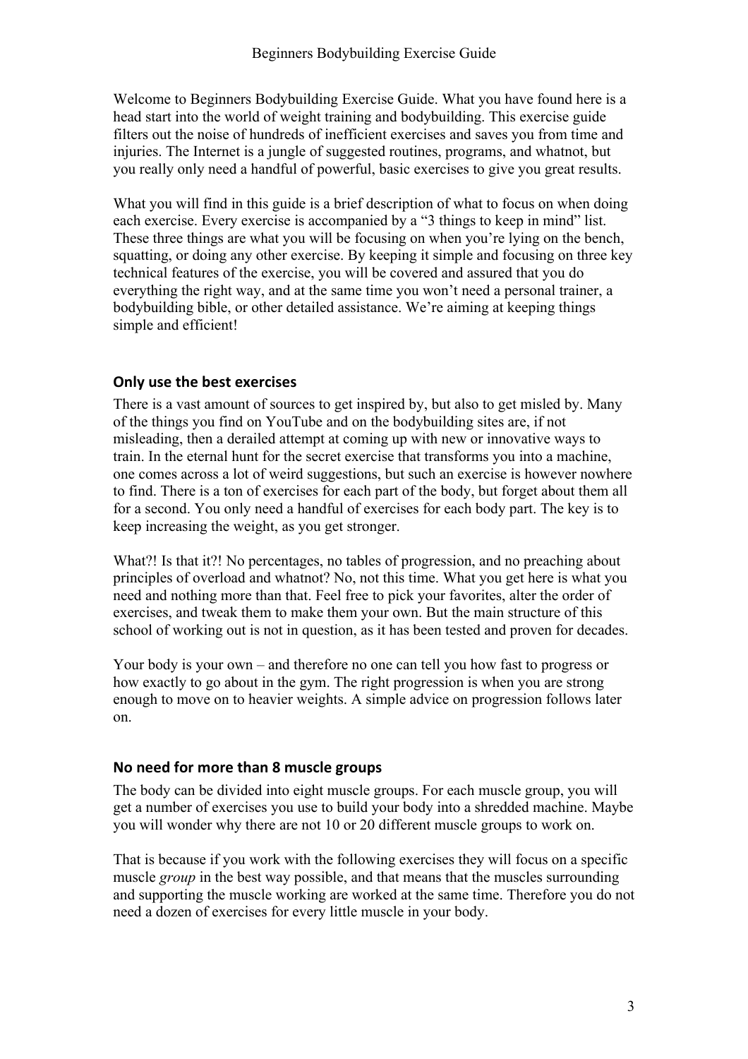Welcome to Beginners Bodybuilding Exercise Guide. What you have found here is a head start into the world of weight training and bodybuilding. This exercise guide filters out the noise of hundreds of inefficient exercises and saves you from time and injuries. The Internet is a jungle of suggested routines, programs, and whatnot, but you really only need a handful of powerful, basic exercises to give you great results.

What you will find in this guide is a brief description of what to focus on when doing each exercise. Every exercise is accompanied by a "3 things to keep in mind" list. These three things are what you will be focusing on when you're lying on the bench, squatting, or doing any other exercise. By keeping it simple and focusing on three key technical features of the exercise, you will be covered and assured that you do everything the right way, and at the same time you won't need a personal trainer, a bodybuilding bible, or other detailed assistance. We're aiming at keeping things simple and efficient!

### Only use the best exercises

There is a vast amount of sources to get inspired by, but also to get misled by. Many of the things you find on YouTube and on the bodybuilding sites are, if not misleading, then a derailed attempt at coming up with new or innovative ways to train. In the eternal hunt for the secret exercise that transforms you into a machine, one comes across a lot of weird suggestions, but such an exercise is however nowhere to find. There is a ton of exercises for each part of the body, but forget about them all for a second. You only need a handful of exercises for each body part. The key is to keep increasing the weight, as you get stronger.

What?! Is that it?! No percentages, no tables of progression, and no preaching about principles of overload and whatnot? No, not this time. What you get here is what you need and nothing more than that. Feel free to pick your favorites, alter the order of exercises, and tweak them to make them your own. But the main structure of this school of working out is not in question, as it has been tested and proven for decades.

Your body is your own – and therefore no one can tell you how fast to progress or how exactly to go about in the gym. The right progression is when you are strong enough to move on to heavier weights. A simple advice on progression follows later on.

### No need for more than 8 muscle groups

The body can be divided into eight muscle groups. For each muscle group, you will get a number of exercises you use to build your body into a shredded machine. Maybe you will wonder why there are not 10 or 20 different muscle groups to work on.

That is because if you work with the following exercises they will focus on a specific muscle *group* in the best way possible, and that means that the muscles surrounding and supporting the muscle working are worked at the same time. Therefore you do not need a dozen of exercises for every little muscle in your body.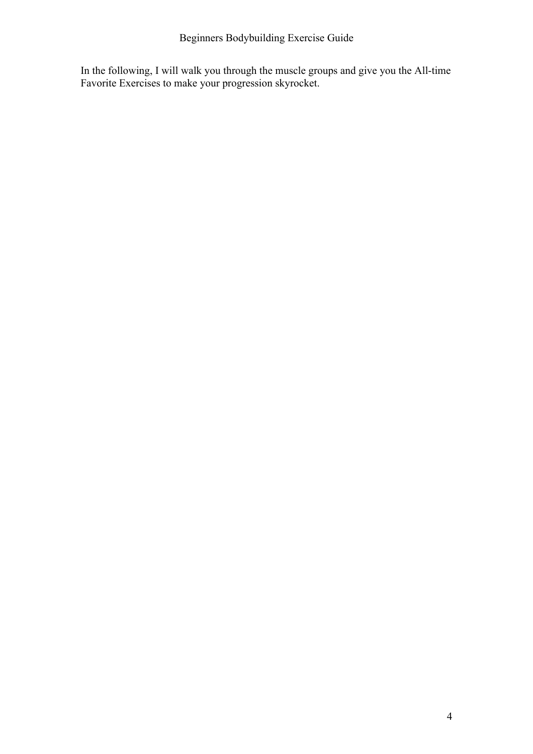In the following, I will walk you through the muscle groups and give you the All-time Favorite Exercises to make your progression skyrocket.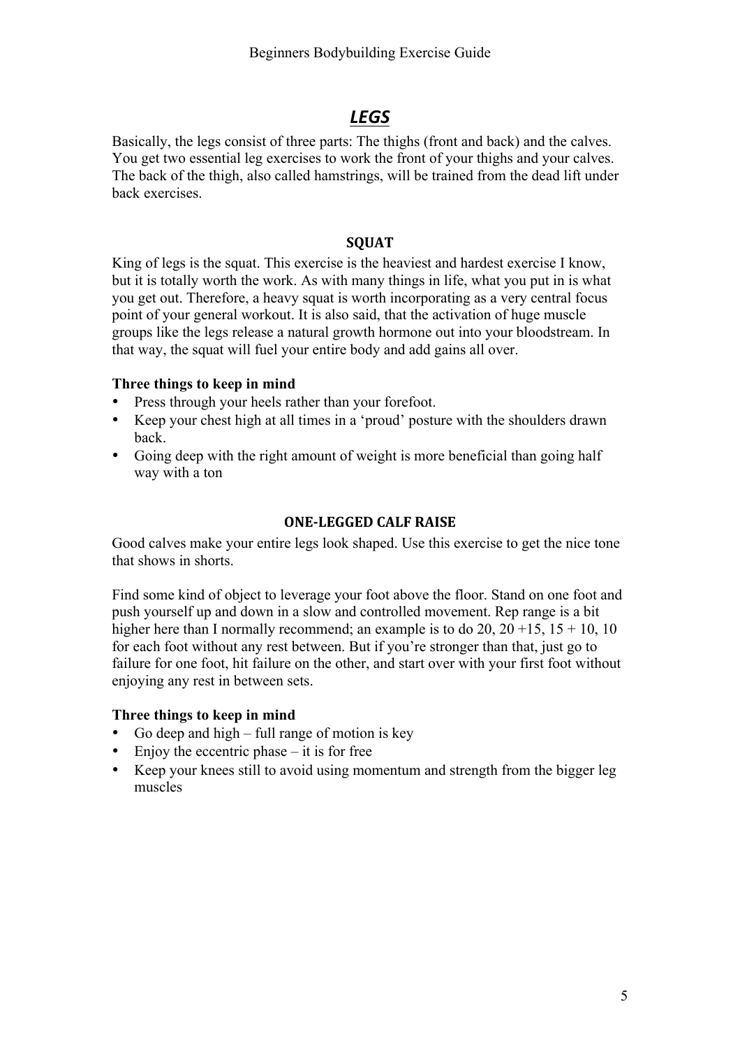# *LEGS*

Basically, the legs consist of three parts: The thighs (front and back) and the calves. You get two essential leg exercises to work the front of your thighs and your calves. The back of the thigh, also called hamstrings, will be trained from the dead lift under back exercises.

## SQUAT

King of legs is the squat. This exercise is the heaviest and hardest exercise I know, but it is totally worth the work. As with many things in life, what you put in is what you get out. Therefore, a heavy squat is worth incorporating as a very central focus point of your general workout. It is also said, that the activation of huge muscle groups like the legs release a natural growth hormone out into your bloodstream. In that way, the squat will fuel your entire body and add gains all over.

**Three things to keep in mind**

- Press through your heels rather than your forefoot.
- Keep your chest high at all times in a 'proud' posture with the shoulders drawn back.
- Going deep with the right amount of weight is more beneficial than going half way with a ton

## ONE-LEGGED CALF RAISE

Good calves make your entire legs look shaped. Use this exercise to get the nice tone that shows in shorts.

Find some kind of object to leverage your foot above the floor. Stand on one foot and push yourself up and down in a slow and controlled movement. Rep range is a bit higher here than I normally recommend; an example is to do 20, 20 +15, 15 + 10, 10 for each foot without any rest between. But if you're stronger than that, just go to failure for one foot, hit failure on the other, and start over with your first foot without enjoying any rest in between sets.

**Three things to keep in mind**

- Go deep and high – full range of motion is key
- Enjoy the eccentric phase – it is for free
- Keep your knees still to avoid using momentum and strength from the bigger leg muscles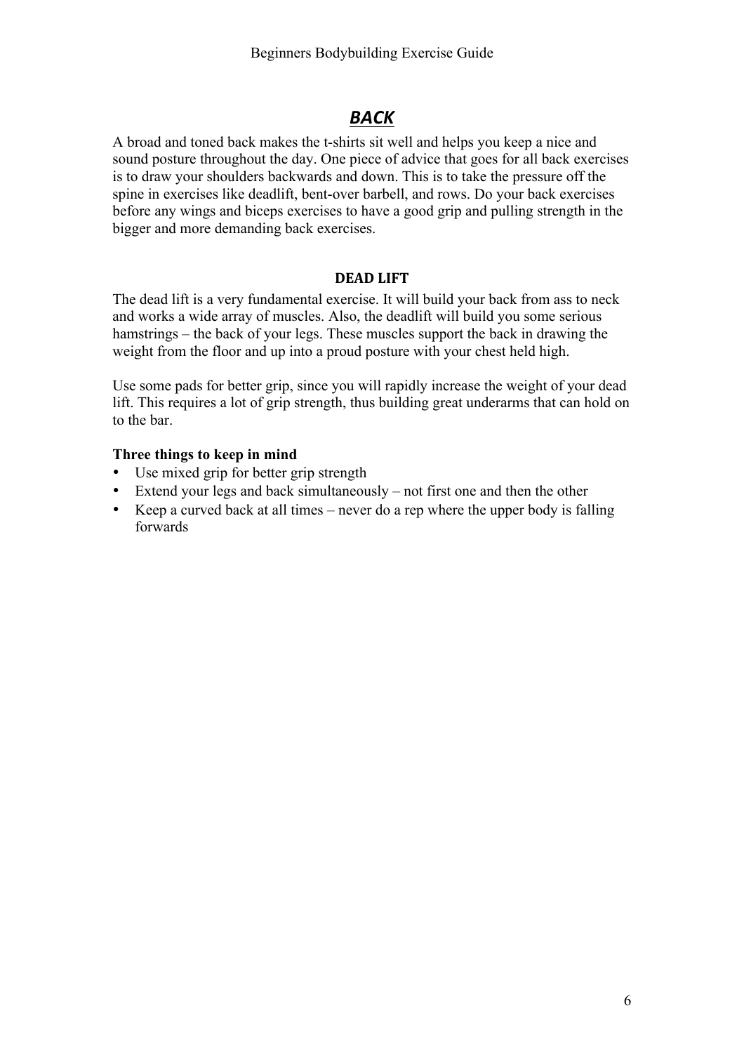# *BACK*

A broad and toned back makes the t-shirts sit well and helps you keep a nice and sound posture throughout the day. One piece of advice that goes for all back exercises is to draw your shoulders backwards and down. This is to take the pressure off the spine in exercises like deadlift, bent-over barbell, and rows. Do your back exercises before any wings and biceps exercises to have a good grip and pulling strength in the bigger and more demanding back exercises.

## DEAD LIFT

The dead lift is a very fundamental exercise. It will build your back from ass to neck and works a wide array of muscles. Also, the deadlift will build you some serious hamstrings – the back of your legs. These muscles support the back in drawing the weight from the floor and up into a proud posture with your chest held high.

Use some pads for better grip, since you will rapidly increase the weight of your dead lift. This requires a lot of grip strength, thus building great underarms that can hold on to the bar.

**Three things to keep in mind**

- Use mixed grip for better grip strength
- Extend your legs and back simultaneously – not first one and then the other
- Keep a curved back at all times – never do a rep where the upper body is falling forwards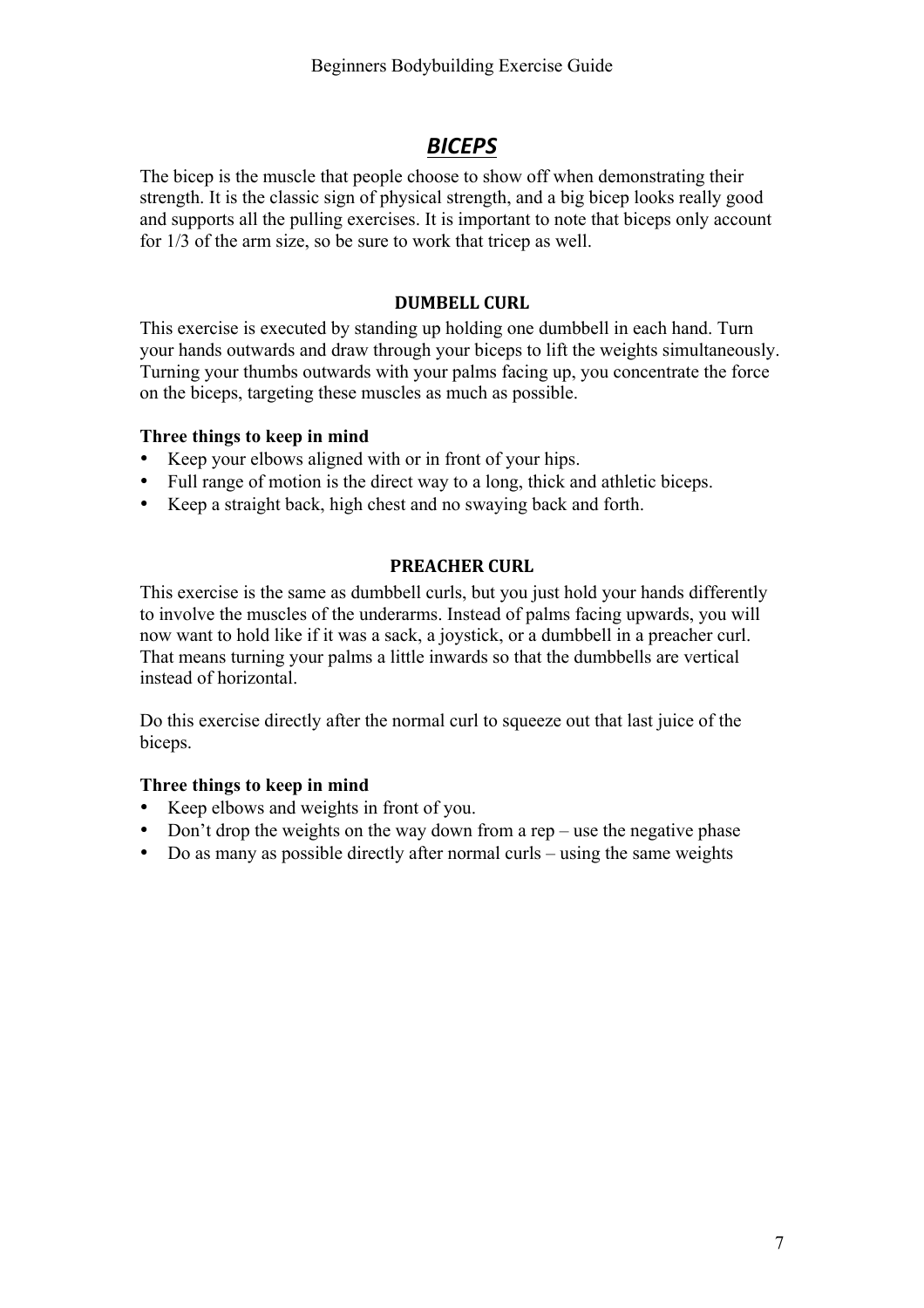## *BICEPS*

The bicep is the muscle that people choose to show off when demonstrating their strength. It is the classic sign of physical strength, and a big bicep looks really good and supports all the pulling exercises. It is important to note that biceps only account for 1/3 of the arm size, so be sure to work that tricep as well.

### DUMBELL CURL

This exercise is executed by standing up holding one dumbbell in each hand. Turn your hands outwards and draw through your biceps to lift the weights simultaneously. Turning your thumbs outwards with your palms facing up, you concentrate the force on the biceps, targeting these muscles as much as possible.

**Three things to keep in mind**

- Keep your elbows aligned with or in front of your hips.
- Full range of motion is the direct way to a long, thick and athletic biceps.
- Keep a straight back, high chest and no swaying back and forth.

### PREACHER CURL

This exercise is the same as dumbbell curls, but you just hold your hands differently to involve the muscles of the underarms. Instead of palms facing upwards, you will now want to hold like if it was a sack, a joystick, or a dumbbell in a preacher curl. That means turning your palms a little inwards so that the dumbbells are vertical instead of horizontal.

Do this exercise directly after the normal curl to squeeze out that last juice of the biceps.

**Three things to keep in mind**

- Keep elbows and weights in front of you.
- Don't drop the weights on the way down from a rep – use the negative phase
- Do as many as possible directly after normal curls – using the same weights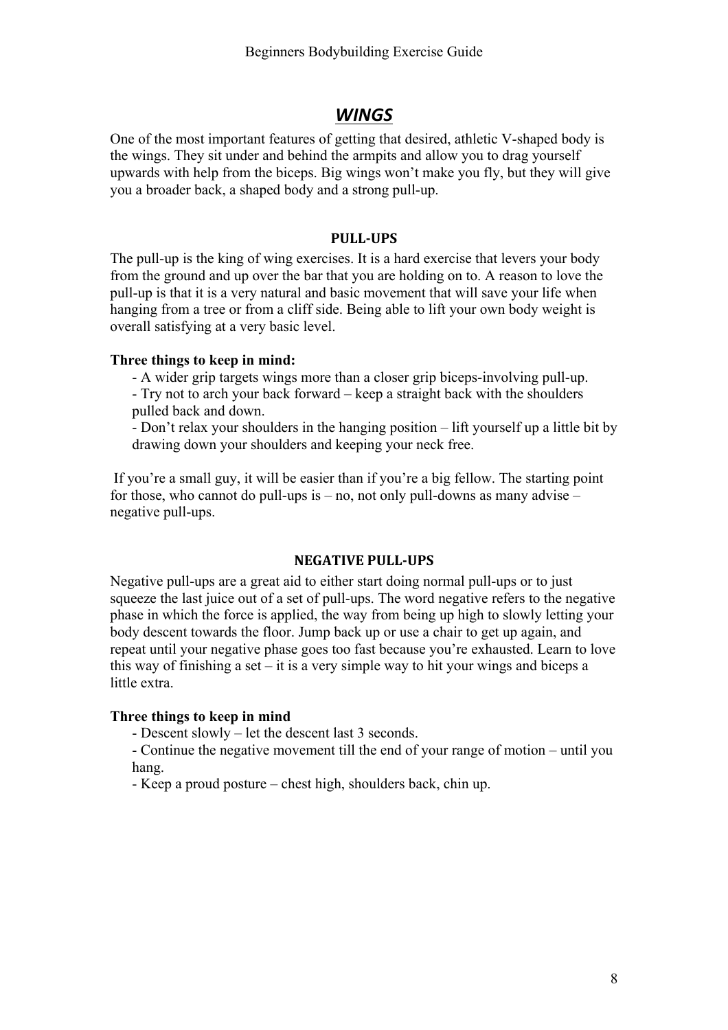## ***WINGS***

One of the most important features of getting that desired, athletic V-shaped body is the wings. They sit under and behind the armpits and allow you to drag yourself upwards with help from the biceps. Big wings won't make you fly, but they will give you a broader back, a shaped body and a strong pull-up.

### PULL-UPS

The pull-up is the king of wing exercises. It is a hard exercise that levers your body from the ground and up over the bar that you are holding on to. A reason to love the pull-up is that it is a very natural and basic movement that will save your life when hanging from a tree or from a cliff side. Being able to lift your own body weight is overall satisfying at a very basic level.

**Three things to keep in mind:**

- A wider grip targets wings more than a closer grip biceps-involving pull-up.
- Try not to arch your back forward – keep a straight back with the shoulders pulled back and down.
- Don't relax your shoulders in the hanging position – lift yourself up a little bit by drawing down your shoulders and keeping your neck free.

If you're a small guy, it will be easier than if you're a big fellow. The starting point for those, who cannot do pull-ups is – no, not only pull-downs as many advise – negative pull-ups.

### NEGATIVE PULL-UPS

Negative pull-ups are a great aid to either start doing normal pull-ups or to just squeeze the last juice out of a set of pull-ups. The word negative refers to the negative phase in which the force is applied, the way from being up high to slowly letting your body descent towards the floor. Jump back up or use a chair to get up again, and repeat until your negative phase goes too fast because you're exhausted. Learn to love this way of finishing a set – it is a very simple way to hit your wings and biceps a little extra.

**Three things to keep in mind**

- Descent slowly – let the descent last 3 seconds.
- Continue the negative movement till the end of your range of motion – until you hang.
- Keep a proud posture – chest high, shoulders back, chin up.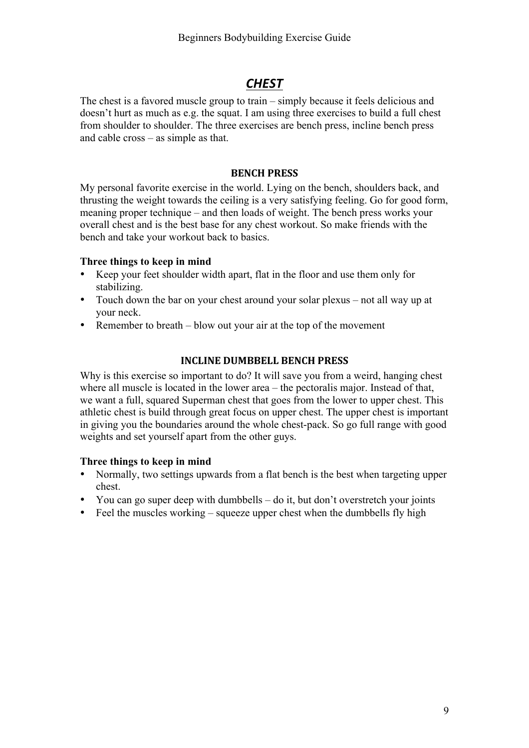## *CHEST*

The chest is a favored muscle group to train – simply because it feels delicious and doesn't hurt as much as e.g. the squat. I am using three exercises to build a full chest from shoulder to shoulder. The three exercises are bench press, incline bench press and cable cross – as simple as that.

### BENCH PRESS

My personal favorite exercise in the world. Lying on the bench, shoulders back, and thrusting the weight towards the ceiling is a very satisfying feeling. Go for good form, meaning proper technique – and then loads of weight. The bench press works your overall chest and is the best base for any chest workout. So make friends with the bench and take your workout back to basics.

**Three things to keep in mind**

- Keep your feet shoulder width apart, flat in the floor and use them only for stabilizing.
- Touch down the bar on your chest around your solar plexus – not all way up at your neck.
- Remember to breath – blow out your air at the top of the movement

### INCLINE DUMBBELL BENCH PRESS

Why is this exercise so important to do? It will save you from a weird, hanging chest where all muscle is located in the lower area – the pectoralis major. Instead of that, we want a full, squared Superman chest that goes from the lower to upper chest. This athletic chest is build through great focus on upper chest. The upper chest is important in giving you the boundaries around the whole chest-pack. So go full range with good weights and set yourself apart from the other guys.

**Three things to keep in mind**

- Normally, two settings upwards from a flat bench is the best when targeting upper chest.
- You can go super deep with dumbbells – do it, but don't overstretch your joints
- Feel the muscles working – squeeze upper chest when the dumbbells fly high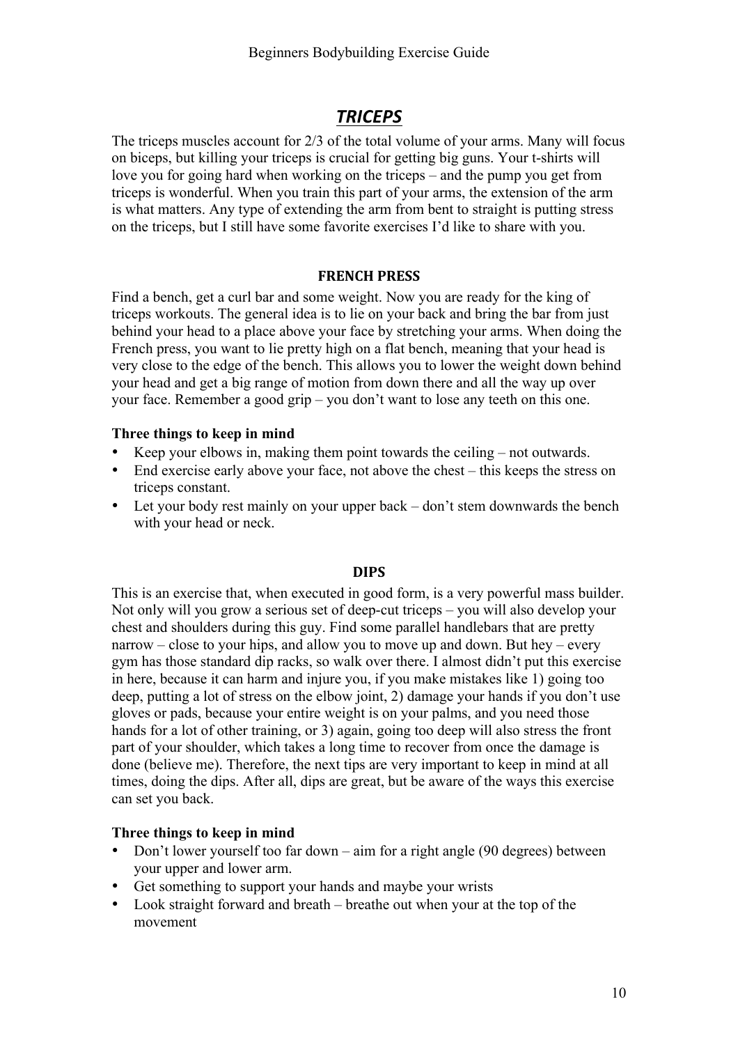# ***TRICEPS***

The triceps muscles account for 2/3 of the total volume of your arms. Many will focus on biceps, but killing your triceps is crucial for getting big guns. Your t-shirts will love you for going hard when working on the triceps – and the pump you get from triceps is wonderful. When you train this part of your arms, the extension of the arm is what matters. Any type of extending the arm from bent to straight is putting stress on the triceps, but I still have some favorite exercises I'd like to share with you.

## FRENCH PRESS

Find a bench, get a curl bar and some weight. Now you are ready for the king of triceps workouts. The general idea is to lie on your back and bring the bar from just behind your head to a place above your face by stretching your arms. When doing the French press, you want to lie pretty high on a flat bench, meaning that your head is very close to the edge of the bench. This allows you to lower the weight down behind your head and get a big range of motion from down there and all the way up over your face. Remember a good grip – you don't want to lose any teeth on this one.

**Three things to keep in mind**

- Keep your elbows in, making them point towards the ceiling – not outwards.
- End exercise early above your face, not above the chest – this keeps the stress on triceps constant.
- Let your body rest mainly on your upper back – don't stem downwards the bench with your head or neck.

## DIPS

This is an exercise that, when executed in good form, is a very powerful mass builder. Not only will you grow a serious set of deep-cut triceps – you will also develop your chest and shoulders during this guy. Find some parallel handlebars that are pretty narrow – close to your hips, and allow you to move up and down. But hey – every gym has those standard dip racks, so walk over there. I almost didn't put this exercise in here, because it can harm and injure you, if you make mistakes like 1) going too deep, putting a lot of stress on the elbow joint, 2) damage your hands if you don't use gloves or pads, because your entire weight is on your palms, and you need those hands for a lot of other training, or 3) again, going too deep will also stress the front part of your shoulder, which takes a long time to recover from once the damage is done (believe me). Therefore, the next tips are very important to keep in mind at all times, doing the dips. After all, dips are great, but be aware of the ways this exercise can set you back.

**Three things to keep in mind**

- Don't lower yourself too far down – aim for a right angle (90 degrees) between your upper and lower arm.
- Get something to support your hands and maybe your wrists
- Look straight forward and breath – breathe out when your at the top of the movement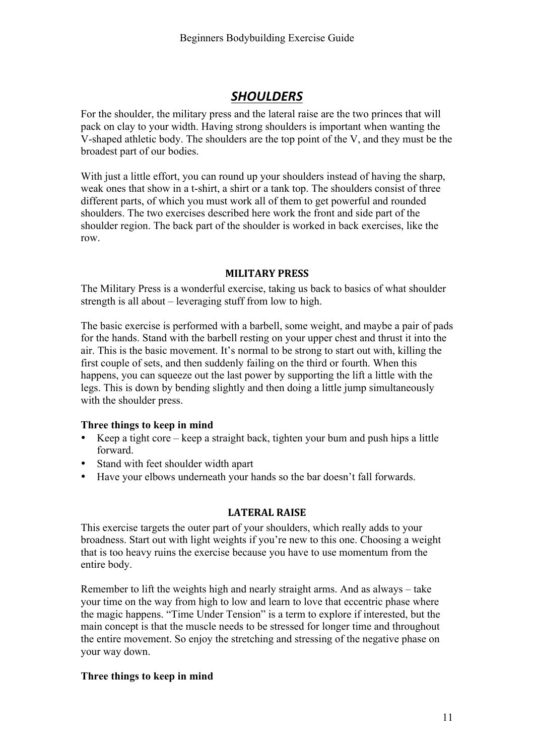## *SHOULDERS*

For the shoulder, the military press and the lateral raise are the two princes that will pack on clay to your width. Having strong shoulders is important when wanting the V-shaped athletic body. The shoulders are the top point of the V, and they must be the broadest part of our bodies.

With just a little effort, you can round up your shoulders instead of having the sharp, weak ones that show in a t-shirt, a shirt or a tank top. The shoulders consist of three different parts, of which you must work all of them to get powerful and rounded shoulders. The two exercises described here work the front and side part of the shoulder region. The back part of the shoulder is worked in back exercises, like the row.

### MILITARY PRESS

The Military Press is a wonderful exercise, taking us back to basics of what shoulder strength is all about – leveraging stuff from low to high.

The basic exercise is performed with a barbell, some weight, and maybe a pair of pads for the hands. Stand with the barbell resting on your upper chest and thrust it into the air. This is the basic movement. It's normal to be strong to start out with, killing the first couple of sets, and then suddenly failing on the third or fourth. When this happens, you can squeeze out the last power by supporting the lift a little with the legs. This is down by bending slightly and then doing a little jump simultaneously with the shoulder press.

**Three things to keep in mind**

- Keep a tight core – keep a straight back, tighten your bum and push hips a little forward.
- Stand with feet shoulder width apart
- Have your elbows underneath your hands so the bar doesn't fall forwards.

### LATERAL RAISE

This exercise targets the outer part of your shoulders, which really adds to your broadness. Start out with light weights if you're new to this one. Choosing a weight that is too heavy ruins the exercise because you have to use momentum from the entire body.

Remember to lift the weights high and nearly straight arms. And as always – take your time on the way from high to low and learn to love that eccentric phase where the magic happens. "Time Under Tension" is a term to explore if interested, but the main concept is that the muscle needs to be stressed for longer time and throughout the entire movement. So enjoy the stretching and stressing of the negative phase on your way down.

**Three things to keep in mind**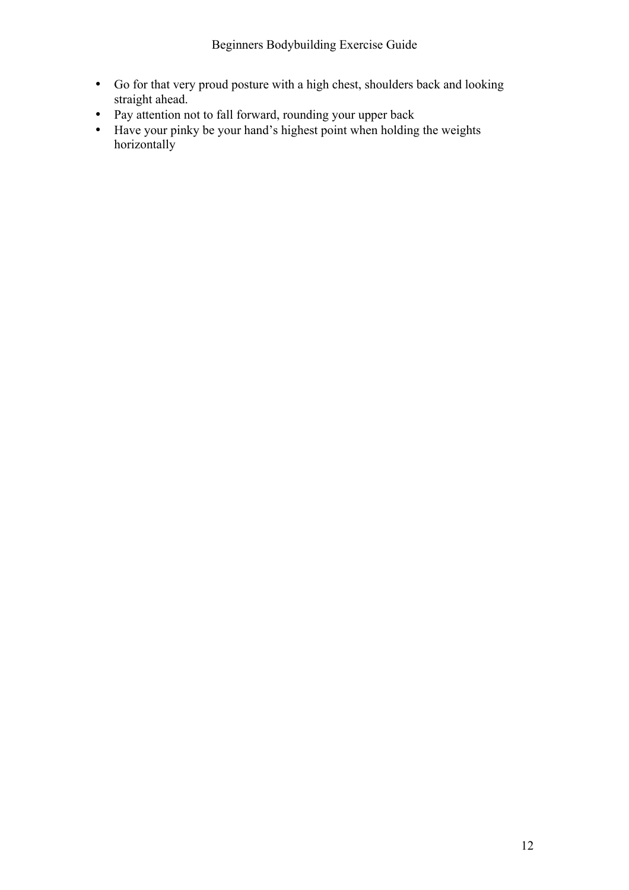- Go for that very proud posture with a high chest, shoulders back and looking straight ahead.
- Pay attention not to fall forward, rounding your upper back
- Have your pinky be your hand's highest point when holding the weights horizontally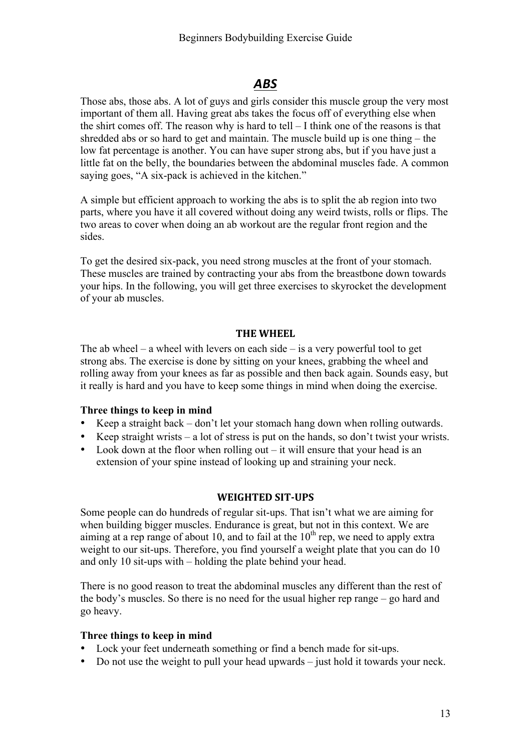## *ABS*

Those abs, those abs. A lot of guys and girls consider this muscle group the very most important of them all. Having great abs takes the focus off of everything else when the shirt comes off. The reason why is hard to tell – I think one of the reasons is that shredded abs or so hard to get and maintain. The muscle build up is one thing – the low fat percentage is another. You can have super strong abs, but if you have just a little fat on the belly, the boundaries between the abdominal muscles fade. A common saying goes, "A six-pack is achieved in the kitchen."

A simple but efficient approach to working the abs is to split the ab region into two parts, where you have it all covered without doing any weird twists, rolls or flips. The two areas to cover when doing an ab workout are the regular front region and the sides.

To get the desired six-pack, you need strong muscles at the front of your stomach. These muscles are trained by contracting your abs from the breastbone down towards your hips. In the following, you will get three exercises to skyrocket the development of your ab muscles.

### THE WHEEL

The ab wheel – a wheel with levers on each side – is a very powerful tool to get strong abs. The exercise is done by sitting on your knees, grabbing the wheel and rolling away from your knees as far as possible and then back again. Sounds easy, but it really is hard and you have to keep some things in mind when doing the exercise.

**Three things to keep in mind**

- Keep a straight back – don't let your stomach hang down when rolling outwards.
- Keep straight wrists – a lot of stress is put on the hands, so don't twist your wrists.
- Look down at the floor when rolling out – it will ensure that your head is an extension of your spine instead of looking up and straining your neck.

### WEIGHTED SIT-UPS

Some people can do hundreds of regular sit-ups. That isn't what we are aiming for when building bigger muscles. Endurance is great, but not in this context. We are aiming at a rep range of about 10, and to fail at the 10th rep, we need to apply extra weight to our sit-ups. Therefore, you find yourself a weight plate that you can do 10 and only 10 sit-ups with – holding the plate behind your head.

There is no good reason to treat the abdominal muscles any different than the rest of the body's muscles. So there is no need for the usual higher rep range – go hard and go heavy.

**Three things to keep in mind**

- Lock your feet underneath something or find a bench made for sit-ups.
- Do not use the weight to pull your head upwards – just hold it towards your neck.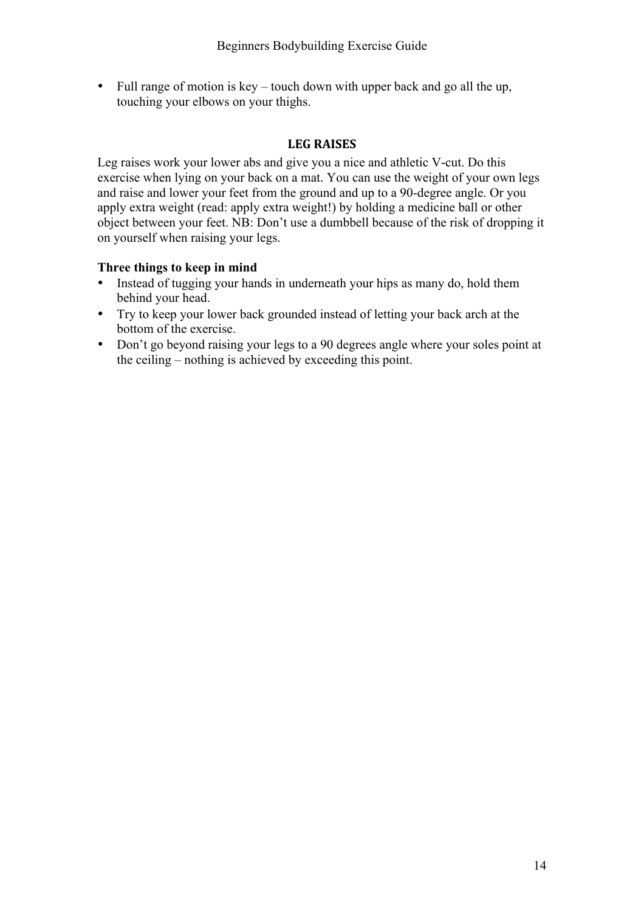- Full range of motion is key – touch down with upper back and go all the up, touching your elbows on your thighs.

## LEG RAISES

Leg raises work your lower abs and give you a nice and athletic V-cut. Do this exercise when lying on your back on a mat. You can use the weight of your own legs and raise and lower your feet from the ground and up to a 90-degree angle. Or you apply extra weight (read: apply extra weight!) by holding a medicine ball or other object between your feet. NB: Don't use a dumbbell because of the risk of dropping it on yourself when raising your legs.

**Three things to keep in mind**

- Instead of tugging your hands in underneath your hips as many do, hold them behind your head.
- Try to keep your lower back grounded instead of letting your back arch at the bottom of the exercise.
- Don't go beyond raising your legs to a 90 degrees angle where your soles point at the ceiling – nothing is achieved by exceeding this point.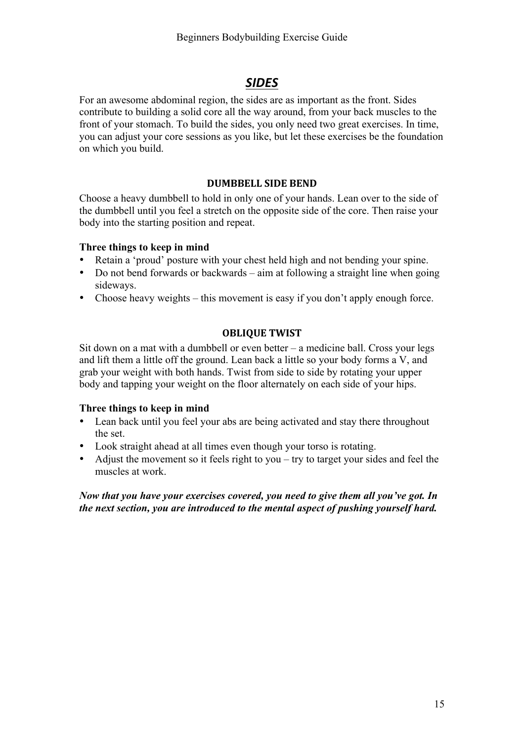## ***SIDES***

For an awesome abdominal region, the sides are as important as the front. Sides contribute to building a solid core all the way around, from your back muscles to the front of your stomach. To build the sides, you only need two great exercises. In time, you can adjust your core sessions as you like, but let these exercises be the foundation on which you build.

### DUMBBELL SIDE BEND

Choose a heavy dumbbell to hold in only one of your hands. Lean over to the side of the dumbbell until you feel a stretch on the opposite side of the core. Then raise your body into the starting position and repeat.

**Three things to keep in mind**

- Retain a 'proud' posture with your chest held high and not bending your spine.
- Do not bend forwards or backwards – aim at following a straight line when going sideways.
- Choose heavy weights – this movement is easy if you don't apply enough force.

### OBLIQUE TWIST

Sit down on a mat with a dumbbell or even better – a medicine ball. Cross your legs and lift them a little off the ground. Lean back a little so your body forms a V, and grab your weight with both hands. Twist from side to side by rotating your upper body and tapping your weight on the floor alternately on each side of your hips.

**Three things to keep in mind**

- Lean back until you feel your abs are being activated and stay there throughout the set.
- Look straight ahead at all times even though your torso is rotating.
- Adjust the movement so it feels right to you – try to target your sides and feel the muscles at work.

***Now that you have your exercises covered, you need to give them all you've got. In the next section, you are introduced to the mental aspect of pushing yourself hard.***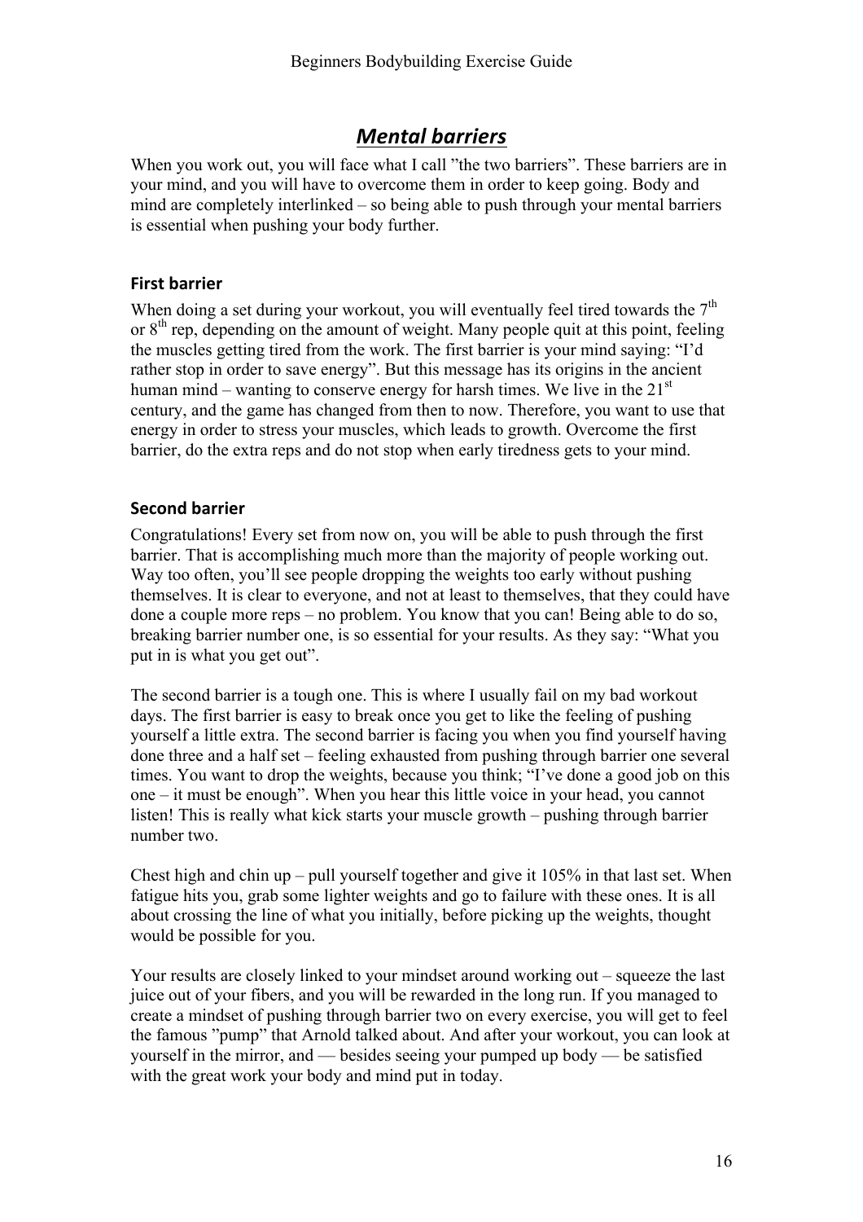# *Mental barriers*

When you work out, you will face what I call ”the two barriers”. These barriers are in your mind, and you will have to overcome them in order to keep going. Body and mind are completely interlinked – so being able to push through your mental barriers is essential when pushing your body further.

### First barrier

When doing a set during your workout, you will eventually feel tired towards the 7th or 8th rep, depending on the amount of weight. Many people quit at this point, feeling the muscles getting tired from the work. The first barrier is your mind saying: "I'd rather stop in order to save energy". But this message has its origins in the ancient human mind – wanting to conserve energy for harsh times. We live in the 21st century, and the game has changed from then to now. Therefore, you want to use that energy in order to stress your muscles, which leads to growth. Overcome the first barrier, do the extra reps and do not stop when early tiredness gets to your mind.

### Second barrier

Congratulations! Every set from now on, you will be able to push through the first barrier. That is accomplishing much more than the majority of people working out. Way too often, you'll see people dropping the weights too early without pushing themselves. It is clear to everyone, and not at least to themselves, that they could have done a couple more reps – no problem. You know that you can! Being able to do so, breaking barrier number one, is so essential for your results. As they say: "What you put in is what you get out".

The second barrier is a tough one. This is where I usually fail on my bad workout days. The first barrier is easy to break once you get to like the feeling of pushing yourself a little extra. The second barrier is facing you when you find yourself having done three and a half set – feeling exhausted from pushing through barrier one several times. You want to drop the weights, because you think; "I've done a good job on this one – it must be enough". When you hear this little voice in your head, you cannot listen! This is really what kick starts your muscle growth – pushing through barrier number two.

Chest high and chin up – pull yourself together and give it 105% in that last set. When fatigue hits you, grab some lighter weights and go to failure with these ones. It is all about crossing the line of what you initially, before picking up the weights, thought would be possible for you.

Your results are closely linked to your mindset around working out – squeeze the last juice out of your fibers, and you will be rewarded in the long run. If you managed to create a mindset of pushing through barrier two on every exercise, you will get to feel the famous ”pump” that Arnold talked about. And after your workout, you can look at yourself in the mirror, and — besides seeing your pumped up body — be satisfied with the great work your body and mind put in today.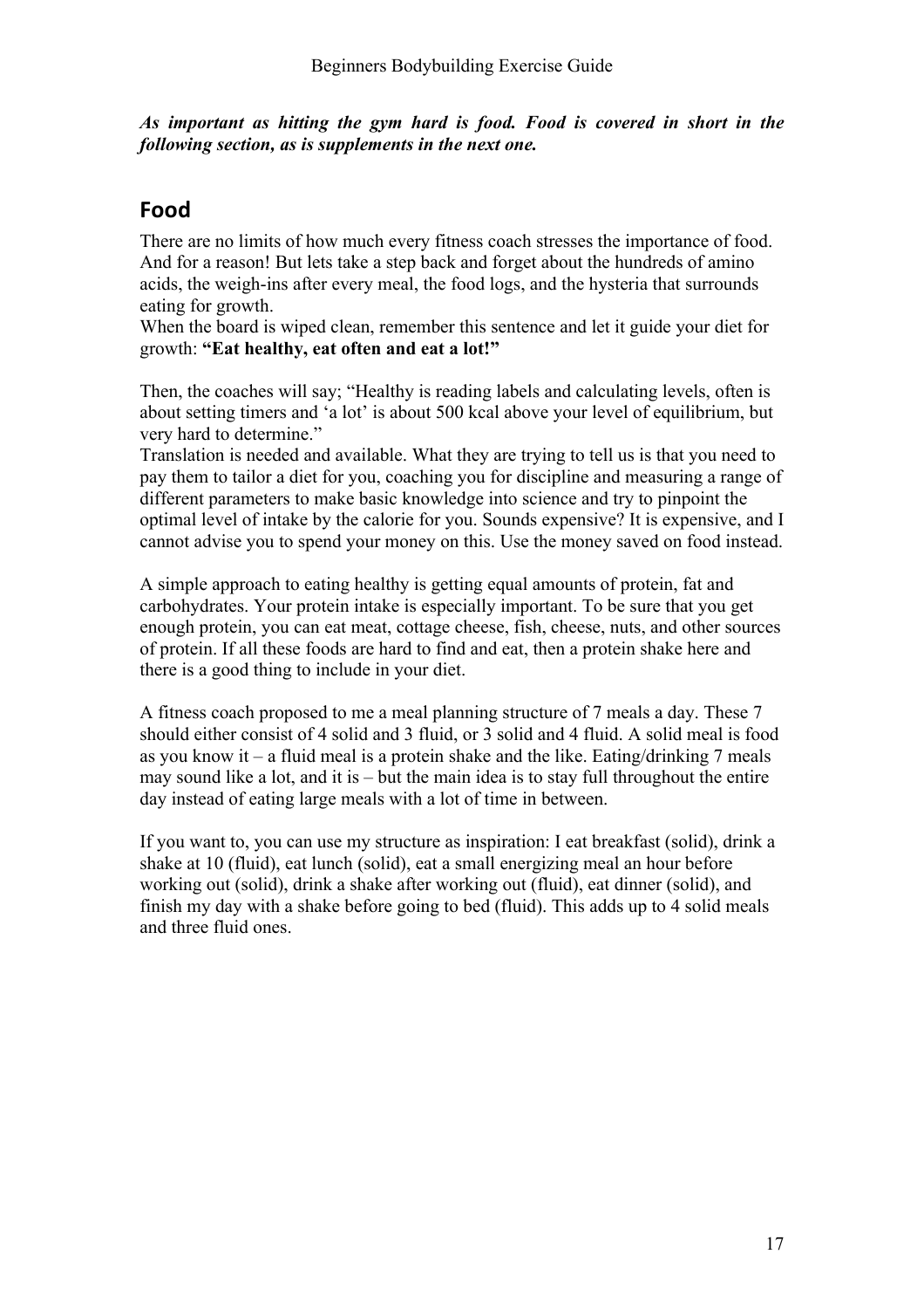***As important as hitting the gym hard is food. Food is covered in short in the following section, as is supplements in the next one.***

## Food

There are no limits of how much every fitness coach stresses the importance of food. And for a reason! But lets take a step back and forget about the hundreds of amino acids, the weigh-ins after every meal, the food logs, and the hysteria that surrounds eating for growth.

When the board is wiped clean, remember this sentence and let it guide your diet for growth: **"Eat healthy, eat often and eat a lot!"**

Then, the coaches will say; "Healthy is reading labels and calculating levels, often is about setting timers and 'a lot' is about 500 kcal above your level of equilibrium, but very hard to determine."

Translation is needed and available. What they are trying to tell us is that you need to pay them to tailor a diet for you, coaching you for discipline and measuring a range of different parameters to make basic knowledge into science and try to pinpoint the optimal level of intake by the calorie for you. Sounds expensive? It is expensive, and I cannot advise you to spend your money on this. Use the money saved on food instead.

A simple approach to eating healthy is getting equal amounts of protein, fat and carbohydrates. Your protein intake is especially important. To be sure that you get enough protein, you can eat meat, cottage cheese, fish, cheese, nuts, and other sources of protein. If all these foods are hard to find and eat, then a protein shake here and there is a good thing to include in your diet.

A fitness coach proposed to me a meal planning structure of 7 meals a day. These 7 should either consist of 4 solid and 3 fluid, or 3 solid and 4 fluid. A solid meal is food as you know it – a fluid meal is a protein shake and the like. Eating/drinking 7 meals may sound like a lot, and it is – but the main idea is to stay full throughout the entire day instead of eating large meals with a lot of time in between.

If you want to, you can use my structure as inspiration: I eat breakfast (solid), drink a shake at 10 (fluid), eat lunch (solid), eat a small energizing meal an hour before working out (solid), drink a shake after working out (fluid), eat dinner (solid), and finish my day with a shake before going to bed (fluid). This adds up to 4 solid meals and three fluid ones.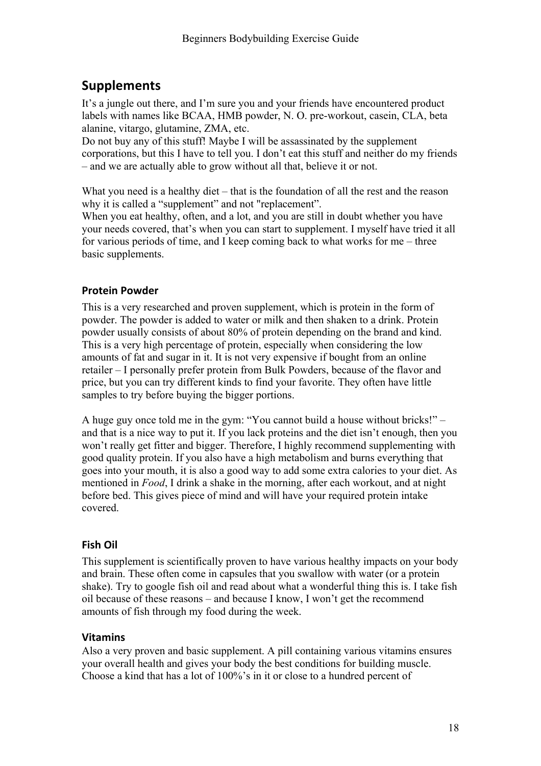## Supplements

It's a jungle out there, and I'm sure you and your friends have encountered product labels with names like BCAA, HMB powder, N. O. pre-workout, casein, CLA, beta alanine, vitargo, glutamine, ZMA, etc.
Do not buy any of this stuff! Maybe I will be assassinated by the supplement corporations, but this I have to tell you. I don't eat this stuff and neither do my friends – and we are actually able to grow without all that, believe it or not.

What you need is a healthy diet – that is the foundation of all the rest and the reason why it is called a "supplement" and not "replacement".
When you eat healthy, often, and a lot, and you are still in doubt whether you have your needs covered, that's when you can start to supplement. I myself have tried it all for various periods of time, and I keep coming back to what works for me – three basic supplements.

### Protein Powder

This is a very researched and proven supplement, which is protein in the form of powder. The powder is added to water or milk and then shaken to a drink. Protein powder usually consists of about 80% of protein depending on the brand and kind. This is a very high percentage of protein, especially when considering the low amounts of fat and sugar in it. It is not very expensive if bought from an online retailer – I personally prefer protein from Bulk Powders, because of the flavor and price, but you can try different kinds to find your favorite. They often have little samples to try before buying the bigger portions.

A huge guy once told me in the gym: "You cannot build a house without bricks!" – and that is a nice way to put it. If you lack proteins and the diet isn't enough, then you won't really get fitter and bigger. Therefore, I highly recommend supplementing with good quality protein. If you also have a high metabolism and burns everything that goes into your mouth, it is also a good way to add some extra calories to your diet. As mentioned in *Food*, I drink a shake in the morning, after each workout, and at night before bed. This gives piece of mind and will have your required protein intake covered.

### Fish Oil

This supplement is scientifically proven to have various healthy impacts on your body and brain. These often come in capsules that you swallow with water (or a protein shake). Try to google fish oil and read about what a wonderful thing this is. I take fish oil because of these reasons – and because I know, I won't get the recommend amounts of fish through my food during the week.

### Vitamins

Also a very proven and basic supplement. A pill containing various vitamins ensures your overall health and gives your body the best conditions for building muscle. Choose a kind that has a lot of 100%'s in it or close to a hundred percent of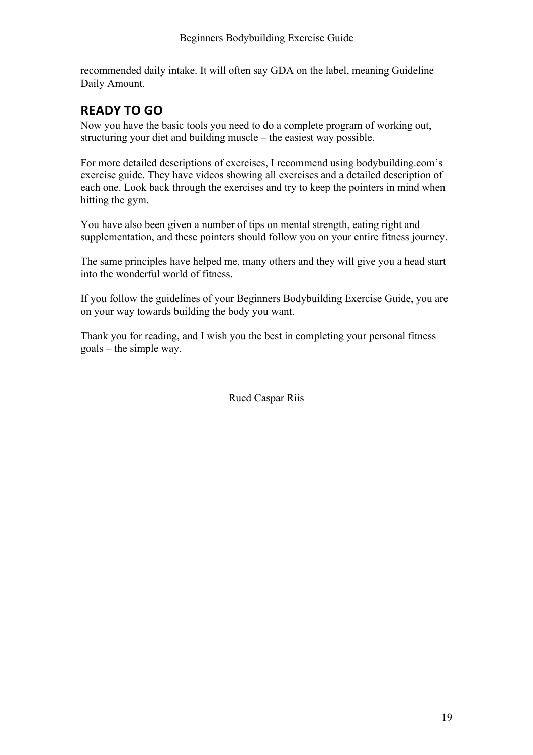recommended daily intake. It will often say GDA on the label, meaning Guideline Daily Amount.

## READY TO GO

Now you have the basic tools you need to do a complete program of working out, structuring your diet and building muscle – the easiest way possible.

For more detailed descriptions of exercises, I recommend using bodybuilding.com's exercise guide. They have videos showing all exercises and a detailed description of each one. Look back through the exercises and try to keep the pointers in mind when hitting the gym.

You have also been given a number of tips on mental strength, eating right and supplementation, and these pointers should follow you on your entire fitness journey.

The same principles have helped me, many others and they will give you a head start into the wonderful world of fitness.

If you follow the guidelines of your Beginners Bodybuilding Exercise Guide, you are on your way towards building the body you want.

Thank you for reading, and I wish you the best in completing your personal fitness goals – the simple way.

Rued Caspar Riis